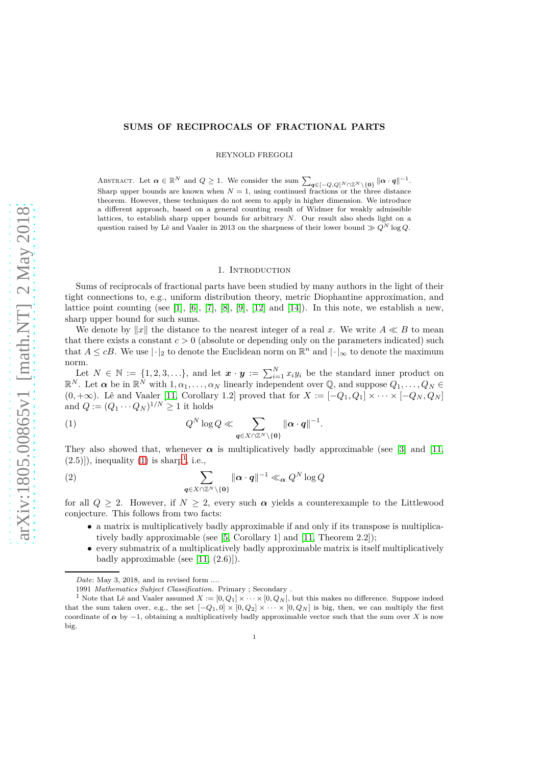# SUMS OF RECIPROCALS OF FRACTIONAL PARTS

REYNOLD FREGOLI

Abstract. Let $\boldsymbol{\alpha} \in \mathbb{R}^N$ and $Q \geq 1$. We consider the sum $\sum_{\boldsymbol{q}\in[-Q,Q]^N\cap\mathbb{Z}^N\setminus\{\boldsymbol{0}\}} \|\boldsymbol{\alpha}\cdot\boldsymbol{q}\|^{-1}$. Sharp upper bounds are known when $N = 1$, using continued fractions or the three distance theorem. However, these techniques do not seem to apply in higher dimension. We introduce a different approach, based on a general counting result of Widmer for weakly admissible lattices, to establish sharp upper bounds for arbitrary $N$. Our result also sheds light on a question raised by Lê and Vaaler in 2013 on the sharpness of their lower bound $\gg Q^N \log Q$.

## 1. Introduction

Sums of reciprocals of fractional parts have been studied by many authors in the light of their tight connections to, e.g., uniform distribution theory, metric Diophantine approximation, and lattice point counting (see [1], [6], [7], [8], [9], [12] and [14]). In this note, we establish a new, sharp upper bound for such sums.

We denote by $\|x\|$ the distance to the nearest integer of a real $x$. We write $A \ll B$ to mean that there exists a constant $c > 0$ (absolute or depending only on the parameters indicated) such that $A \leq cB$. We use $|\cdot|_2$ to denote the Euclidean norm on $\mathbb{R}^n$ and $|\cdot|_\infty$ to denote the maximum norm.

Let $N \in \mathbb{N} := \{1, 2, 3, \ldots\}$, and let $\boldsymbol{x}\cdot\boldsymbol{y} := \sum_{i=1}^N x_i y_i$ be the standard inner product on $\mathbb{R}^N$. Let $\boldsymbol{\alpha}$ be in $\mathbb{R}^N$ with $1, \alpha_1, \ldots, \alpha_N$ linearly independent over $\mathbb{Q}$, and suppose $Q_1, \ldots, Q_N \in (0, +\infty)$. Lê and Vaaler [11, Corollary 1.2] proved that for $X := [-Q_1, Q_1] \times \cdots \times [-Q_N, Q_N]$ and $Q := (Q_1 \cdots Q_N)^{1/N} \geq 1$ it holds

$$Q^N \log Q \ll \sum_{\boldsymbol{q}\in X\cap\mathbb{Z}^N\setminus\{\boldsymbol{0}\}} \|\boldsymbol{\alpha}\cdot\boldsymbol{q}\|^{-1}. \tag{1}$$

They also showed that, whenever $\boldsymbol{\alpha}$ is multiplicatively badly approximable (see [3] and [11, (2.5)]), inequality (1) is sharp[1], i.e.,

$$\sum_{\boldsymbol{q}\in X\cap\mathbb{Z}^N\setminus\{\boldsymbol{0}\}} \|\boldsymbol{\alpha}\cdot\boldsymbol{q}\|^{-1} \ll_{\boldsymbol{\alpha}} Q^N \log Q \tag{2}$$

for all $Q \geq 2$. However, if $N \geq 2$, every such $\boldsymbol{\alpha}$ yields a counterexample to the Littlewood conjecture. This follows from two facts:

- a matrix is multiplicatively badly approximable if and only if its transpose is multiplicatively badly approximable (see [5, Corollary 1] and [11, Theorem 2.2]);
- every submatrix of a multiplicatively badly approximable matrix is itself multiplicatively badly approximable (see [11, (2.6)]).

*Date*: May 3, 2018, and in revised form ....

1991 *Mathematics Subject Classification.* Primary ; Secondary .

[1] Note that Lê and Vaaler assumed $X := [0, Q_1] \times \cdots \times [0, Q_N]$, but this makes no difference. Suppose indeed that the sum taken over, e.g., the set $[-Q_1, 0] \times [0, Q_2] \times \cdots \times [0, Q_N]$ is big, then, we can multiply the first coordinate of $\boldsymbol{\alpha}$ by $-1$, obtaining a multiplicatively badly approximable vector such that the sum over $X$ is now big.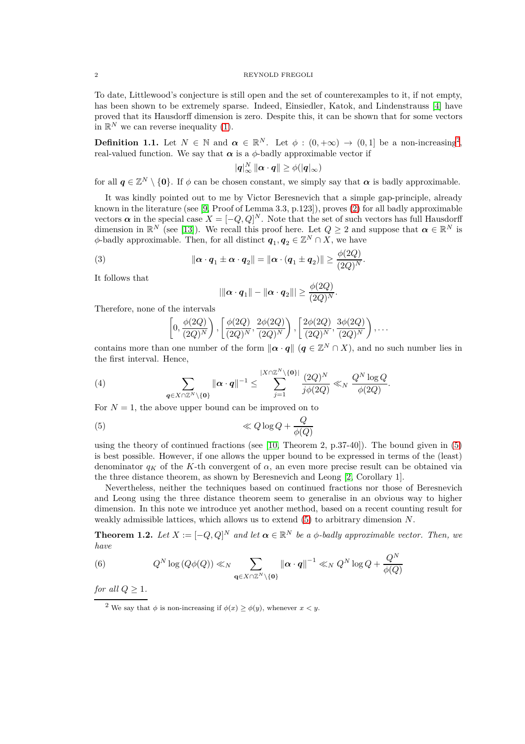To date, Littlewood's conjecture is still open and the set of counterexamples to it, if not empty, has been shown to be extremely sparse. Indeed, Einsiedler, Katok, and Lindenstrauss [4] have proved that its Hausdorff dimension is zero. Despite this, it can be shown that for some vectors in $\mathbb{R}^N$ we can reverse inequality (1).

**Definition 1.1.** Let $N \in \mathbb{N}$ and $\boldsymbol{\alpha} \in \mathbb{R}^N$. Let $\phi : (0, +\infty) \to (0, 1]$ be a non-increasing[2], real-valued function. We say that $\boldsymbol{\alpha}$ is a $\phi$-badly approximable vector if

$$|\boldsymbol{q}|_\infty^N \, \|\boldsymbol{\alpha} \cdot \boldsymbol{q}\| \geq \phi(|\boldsymbol{q}|_\infty)$$

for all $\boldsymbol{q} \in \mathbb{Z}^N \setminus \{\mathbf{0}\}$. If $\phi$ can be chosen constant, we simply say that $\boldsymbol{\alpha}$ is badly approximable.

It was kindly pointed out to me by Victor Beresnevich that a simple gap-principle, already known in the literature (see [9, Proof of Lemma 3.3, p.123]), proves (2) for all badly approximable vectors $\boldsymbol{\alpha}$ in the special case $X = [-Q, Q]^N$. Note that the set of such vectors has full Hausdorff dimension in $\mathbb{R}^N$ (see [13]). We recall this proof here. Let $Q \geq 2$ and suppose that $\boldsymbol{\alpha} \in \mathbb{R}^N$ is $\phi$-badly approximable. Then, for all distinct $\boldsymbol{q}_1, \boldsymbol{q}_2 \in \mathbb{Z}^N \cap X$, we have

$$\|\boldsymbol{\alpha} \cdot \boldsymbol{q}_1 \pm \boldsymbol{\alpha} \cdot \boldsymbol{q}_2\| = \|\boldsymbol{\alpha} \cdot (\boldsymbol{q}_1 \pm \boldsymbol{q}_2)\| \geq \frac{\phi(2Q)}{(2Q)^N}. \tag{3}$$

It follows that

$$|\|\boldsymbol{\alpha} \cdot \boldsymbol{q}_1\| - \|\boldsymbol{\alpha} \cdot \boldsymbol{q}_2\|| \geq \frac{\phi(2Q)}{(2Q)^N}.$$

Therefore, none of the intervals

$$\left[0, \frac{\phi(2Q)}{(2Q)^N}\right), \left[\frac{\phi(2Q)}{(2Q)^N}, \frac{2\phi(2Q)}{(2Q)^N}\right), \left[\frac{2\phi(2Q)}{(2Q)^N}, \frac{3\phi(2Q)}{(2Q)^N}\right), \ldots$$

contains more than one number of the form $\|\boldsymbol{\alpha} \cdot \boldsymbol{q}\|$ ($\boldsymbol{q} \in \mathbb{Z}^N \cap X$), and no such number lies in the first interval. Hence,

$$\sum_{\boldsymbol{q} \in X \cap \mathbb{Z}^N \setminus \{\mathbf{0}\}} \|\boldsymbol{\alpha} \cdot \boldsymbol{q}\|^{-1} \leq \sum_{j=1}^{|X \cap \mathbb{Z}^N \setminus \{\mathbf{0}\}|} \frac{(2Q)^N}{j\phi(2Q)} \ll_N \frac{Q^N \log Q}{\phi(2Q)}. \tag{4}$$

For $N = 1$, the above upper bound can be improved on to

$$\ll Q \log Q + \frac{Q}{\phi(Q)} \tag{5}$$

using the theory of continued fractions (see [10, Theorem 2, p.37-40]). The bound given in (5) is best possible. However, if one allows the upper bound to be expressed in terms of the (least) denominator $q_K$ of the $K$-th convergent of $\alpha$, an even more precise result can be obtained via the three distance theorem, as shown by Beresnevich and Leong [2, Corollary 1].

Nevertheless, neither the techniques based on continued fractions nor those of Beresnevich and Leong using the three distance theorem seem to generalise in an obvious way to higher dimension. In this note we introduce yet another method, based on a recent counting result for weakly admissible lattices, which allows us to extend (5) to arbitrary dimension $N$.

**Theorem 1.2.** *Let $X := [-Q, Q]^N$ and let $\boldsymbol{\alpha} \in \mathbb{R}^N$ be a $\phi$-badly approximable vector. Then, we have*

$$Q^N \log (Q\phi(Q)) \ll_N \sum_{\mathbf{q} \in X \cap \mathbb{Z}^N \setminus \{\mathbf{0}\}} \|\boldsymbol{\alpha} \cdot \boldsymbol{q}\|^{-1} \ll_N Q^N \log Q + \frac{Q^N}{\phi(Q)} \tag{6}$$

*for all $Q \geq 1$.*

[2] We say that $\phi$ is non-increasing if $\phi(x) \geq \phi(y)$, whenever $x < y$.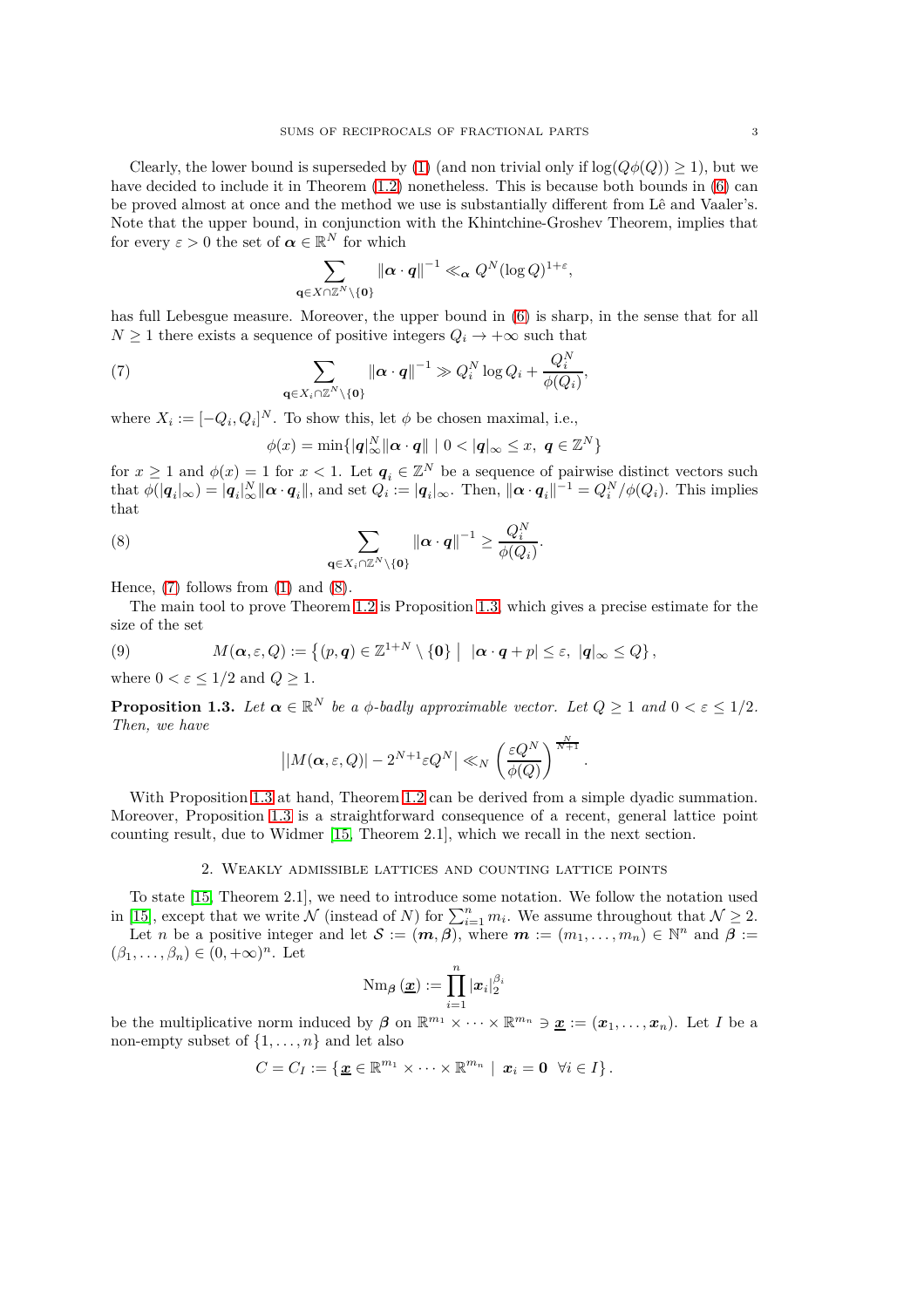Clearly, the lower bound is superseded by (1) (and non trivial only if $\log(Q\phi(Q)) \geq 1$), but we have decided to include it in Theorem (1.2) nonetheless. This is because both bounds in (6) can be proved almost at once and the method we use is substantially different from Lê and Vaaler's. Note that the upper bound, in conjunction with the Khintchine-Groshev Theorem, implies that for every $\varepsilon > 0$ the set of $\boldsymbol{\alpha} \in \mathbb{R}^N$ for which

$$\sum_{\mathbf{q} \in X \cap \mathbb{Z}^N \setminus \{\mathbf{0}\}} \|\boldsymbol{\alpha} \cdot \boldsymbol{q}\|^{-1} \ll_{\boldsymbol{\alpha}} Q^N (\log Q)^{1+\varepsilon},$$

has full Lebesgue measure. Moreover, the upper bound in (6) is sharp, in the sense that for all $N \geq 1$ there exists a sequence of positive integers $Q_i \to +\infty$ such that

$$\sum_{\mathbf{q} \in X_i \cap \mathbb{Z}^N \setminus \{\mathbf{0}\}} \|\boldsymbol{\alpha} \cdot \boldsymbol{q}\|^{-1} \gg Q_i^N \log Q_i + \frac{Q_i^N}{\phi(Q_i)}, \tag{7}$$

where $X_i := [-Q_i, Q_i]^N$. To show this, let $\phi$ be chosen maximal, i.e.,

$$\phi(x) = \min\{|\boldsymbol{q}|_\infty^N \|\boldsymbol{\alpha} \cdot \boldsymbol{q}\| \mid 0 < |\boldsymbol{q}|_\infty \leq x, \ \boldsymbol{q} \in \mathbb{Z}^N\}$$

for $x \geq 1$ and $\phi(x) = 1$ for $x < 1$. Let $\boldsymbol{q}_i \in \mathbb{Z}^N$ be a sequence of pairwise distinct vectors such that $\phi(|\boldsymbol{q}_i|_\infty) = |\boldsymbol{q}_i|_\infty^N \|\boldsymbol{\alpha} \cdot \boldsymbol{q}_i\|$, and set $Q_i := |\boldsymbol{q}_i|_\infty$. Then, $\|\boldsymbol{\alpha} \cdot \boldsymbol{q}_i\|^{-1} = Q_i^N / \phi(Q_i)$. This implies that

$$\sum_{\mathbf{q} \in X_i \cap \mathbb{Z}^N \setminus \{\mathbf{0}\}} \|\boldsymbol{\alpha} \cdot \boldsymbol{q}\|^{-1} \geq \frac{Q_i^N}{\phi(Q_i)}. \tag{8}$$

Hence, (7) follows from (1) and (8).

The main tool to prove Theorem 1.2 is Proposition 1.3, which gives a precise estimate for the size of the set

$$M(\boldsymbol{\alpha}, \varepsilon, Q) := \left\{ (p, \boldsymbol{q}) \in \mathbb{Z}^{1+N} \setminus \{\mathbf{0}\} \;\middle|\; |\boldsymbol{\alpha} \cdot \boldsymbol{q} + p| \leq \varepsilon, \ |\boldsymbol{q}|_\infty \leq Q \right\}, \tag{9}$$

where $0 < \varepsilon \leq 1/2$ and $Q \geq 1$.

**Proposition 1.3.** *Let $\boldsymbol{\alpha} \in \mathbb{R}^N$ be a $\phi$-badly approximable vector. Let $Q \geq 1$ and $0 < \varepsilon \leq 1/2$. Then, we have*

$$\left| |M(\boldsymbol{\alpha}, \varepsilon, Q)| - 2^{N+1} \varepsilon Q^N \right| \ll_N \left( \frac{\varepsilon Q^N}{\phi(Q)} \right)^{\frac{N}{N+1}}.$$

With Proposition 1.3 at hand, Theorem 1.2 can be derived from a simple dyadic summation. Moreover, Proposition 1.3 is a straightforward consequence of a recent, general lattice point counting result, due to Widmer [15, Theorem 2.1], which we recall in the next section.

## 2. Weakly admissible lattices and counting lattice points

To state [15, Theorem 2.1], we need to introduce some notation. We follow the notation used in [15], except that we write $\mathcal{N}$ (instead of $N$) for $\sum_{i=1}^n m_i$. We assume throughout that $\mathcal{N} \geq 2$.

Let $n$ be a positive integer and let $\mathcal{S} := (\boldsymbol{m}, \boldsymbol{\beta})$, where $\boldsymbol{m} := (m_1, \ldots, m_n) \in \mathbb{N}^n$ and $\boldsymbol{\beta} := (\beta_1, \ldots, \beta_n) \in (0, +\infty)^n$. Let

$$\mathrm{Nm}_{\boldsymbol{\beta}}\left(\underline{\boldsymbol{x}}\right) := \prod_{i=1}^n |\boldsymbol{x}_i|_2^{\beta_i}$$

be the multiplicative norm induced by $\boldsymbol{\beta}$ on $\mathbb{R}^{m_1} \times \cdots \times \mathbb{R}^{m_n} \ni \underline{\boldsymbol{x}} := (\boldsymbol{x}_1, \ldots, \boldsymbol{x}_n)$. Let $I$ be a non-empty subset of $\{1, \ldots, n\}$ and let also

$$C = C_I := \{ \underline{\boldsymbol{x}} \in \mathbb{R}^{m_1} \times \cdots \times \mathbb{R}^{m_n} \mid \boldsymbol{x}_i = \mathbf{0} \ \ \forall i \in I \}.$$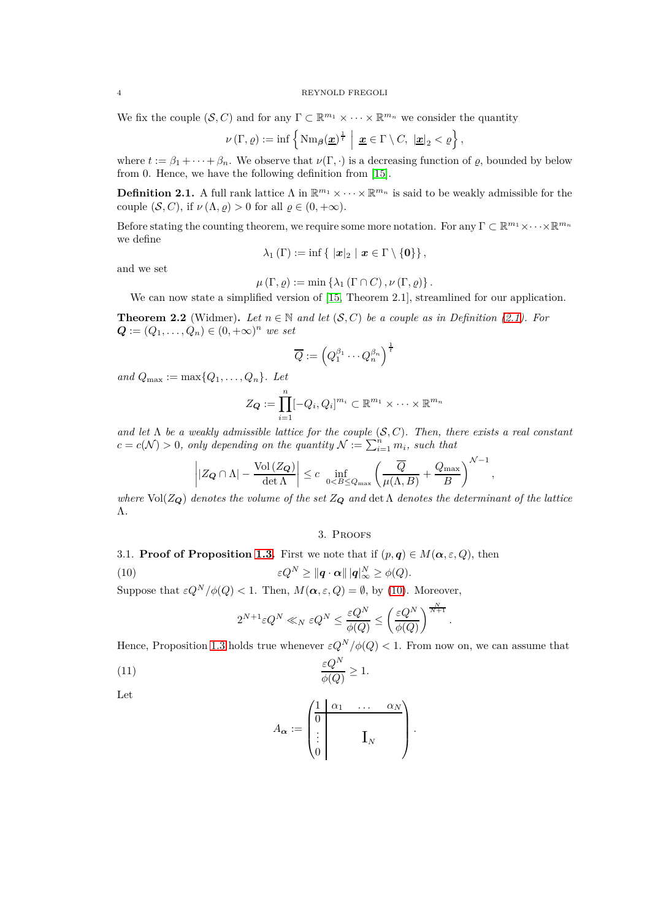We fix the couple $(\mathcal{S}, C)$ and for any $\Gamma \subset \mathbb{R}^{m_1} \times \cdots \times \mathbb{R}^{m_n}$ we consider the quantity

$$\nu(\Gamma, \varrho) := \inf \left\{ \mathrm{Nm}_{\beta}(\underline{\boldsymbol{x}})^{\frac{1}{t}} \;\middle|\; \underline{\boldsymbol{x}} \in \Gamma \setminus C,\ |\underline{\boldsymbol{x}}|_2 < \varrho \right\},$$

where $t := \beta_1 + \cdots + \beta_n$. We observe that $\nu(\Gamma, \cdot)$ is a decreasing function of $\varrho$, bounded by below from 0. Hence, we have the following definition from [15].

**Definition 2.1.** A full rank lattice $\Lambda$ in $\mathbb{R}^{m_1} \times \cdots \times \mathbb{R}^{m_n}$ is said to be weakly admissible for the couple $(\mathcal{S}, C)$, if $\nu(\Lambda, \varrho) > 0$ for all $\varrho \in (0, +\infty)$.

Before stating the counting theorem, we require some more notation. For any $\Gamma \subset \mathbb{R}^{m_1} \times \cdots \times \mathbb{R}^{m_n}$ we define

$$\lambda_1(\Gamma) := \inf \left\{ |\boldsymbol{x}|_2 \mid \boldsymbol{x} \in \Gamma \setminus \{\boldsymbol{0}\} \right\},$$

and we set

$$\mu(\Gamma, \varrho) := \min \left\{ \lambda_1(\Gamma \cap C), \nu(\Gamma, \varrho) \right\}.$$

We can now state a simplified version of [15, Theorem 2.1], streamlined for our application.

**Theorem 2.2** (Widmer)**.** *Let $n \in \mathbb{N}$ and let $(\mathcal{S}, C)$ be a couple as in Definition (2.1). For $\boldsymbol{Q} := (Q_1, \ldots, Q_n) \in (0, +\infty)^n$ we set*

$$\overline{Q} := \left( Q_1^{\beta_1} \cdots Q_n^{\beta_n} \right)^{\frac{1}{t}}$$

*and $Q_{\max} := \max\{Q_1, \ldots, Q_n\}$. Let*

$$Z_{\boldsymbol{Q}} := \prod_{i=1}^{n} [-Q_i, Q_i]^{m_i} \subset \mathbb{R}^{m_1} \times \cdots \times \mathbb{R}^{m_n}$$

*and let $\Lambda$ be a weakly admissible lattice for the couple $(\mathcal{S}, C)$. Then, there exists a real constant $c = c(\mathcal{N}) > 0$, only depending on the quantity $\mathcal{N} := \sum_{i=1}^{n} m_i$, such that*

$$\left| |Z_{\boldsymbol{Q}} \cap \Lambda| - \frac{\mathrm{Vol}(Z_{\boldsymbol{Q}})}{\det \Lambda} \right| \leq c \inf_{0 < B \leq Q_{\max}} \left( \frac{\overline{Q}}{\mu(\Lambda, B)} + \frac{Q_{\max}}{B} \right)^{\mathcal{N} - 1},$$

*where $\mathrm{Vol}(Z_{\boldsymbol{Q}})$ denotes the volume of the set $Z_{\boldsymbol{Q}}$ and $\det \Lambda$ denotes the determinant of the lattice $\Lambda$.*

## 3. Proofs

### 3.1. Proof of Proposition 1.3.

First we note that if $(p, \boldsymbol{q}) \in M(\boldsymbol{\alpha}, \varepsilon, Q)$, then

$$\varepsilon Q^N \geq \|\boldsymbol{q} \cdot \boldsymbol{\alpha}\| \, |\boldsymbol{q}|_{\infty}^N \geq \phi(Q). \tag{10}$$

Suppose that $\varepsilon Q^N / \phi(Q) < 1$. Then, $M(\boldsymbol{\alpha}, \varepsilon, Q) = \emptyset$, by (10). Moreover,

$$2^{N+1} \varepsilon Q^N \ll_N \varepsilon Q^N \leq \frac{\varepsilon Q^N}{\phi(Q)} \leq \left( \frac{\varepsilon Q^N}{\phi(Q)} \right)^{\frac{N}{N+1}}.$$

Hence, Proposition 1.3 holds true whenever $\varepsilon Q^N / \phi(Q) < 1$. From now on, we can assume that

$$\frac{\varepsilon Q^N}{\phi(Q)} \geq 1. \tag{11}$$

Let

$$A_{\boldsymbol{\alpha}} := \left( \begin{array}{c|ccc} 1 & \alpha_1 & \ldots & \alpha_N \\ \hline 0 & & & \\ \vdots & & \mathrm{I}_N & \\ 0 & & & \end{array} \right).$$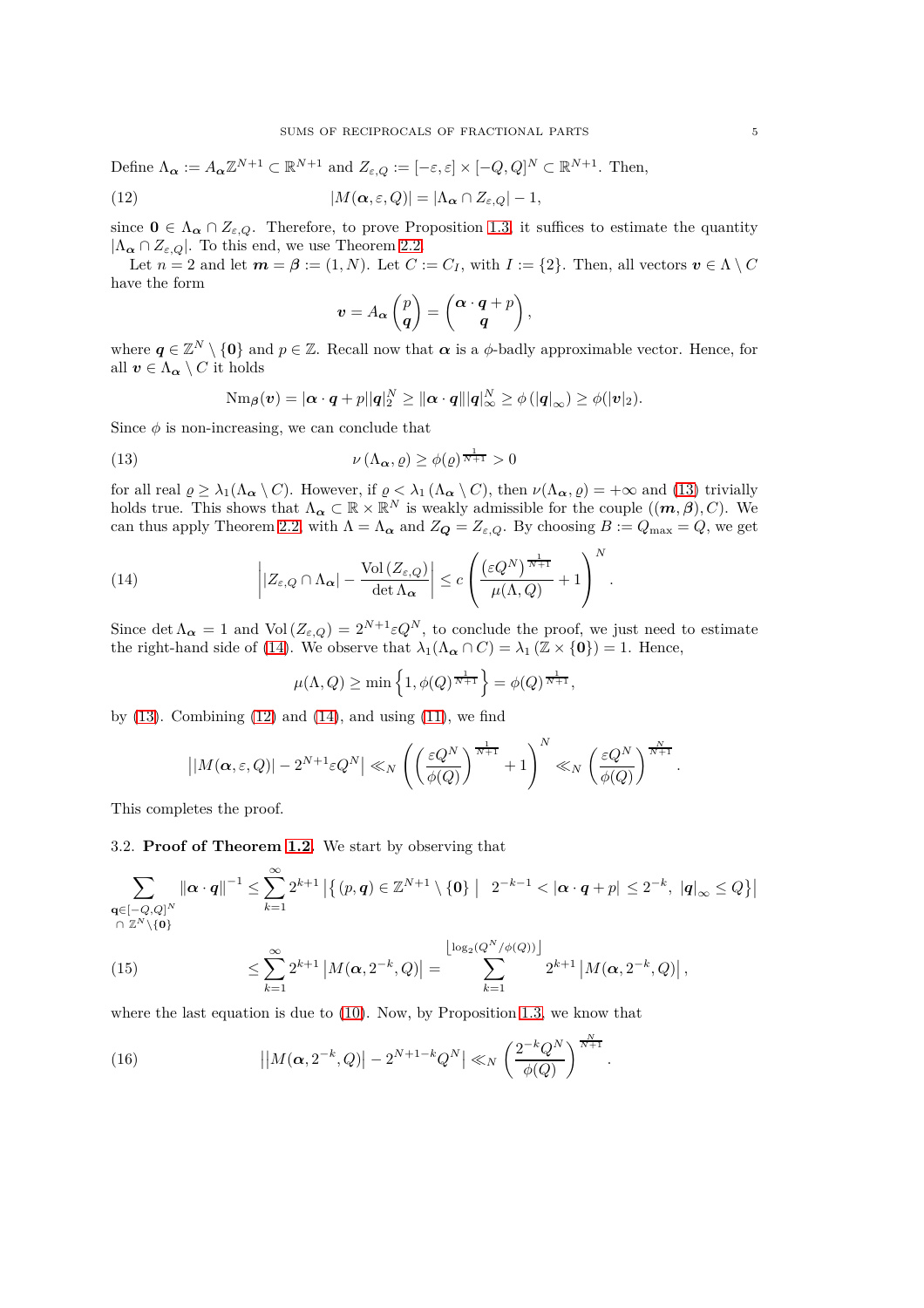Define $\Lambda_{\boldsymbol{\alpha}} := A_{\boldsymbol{\alpha}}\mathbb{Z}^{N+1} \subset \mathbb{R}^{N+1}$ and $Z_{\varepsilon,Q} := [-\varepsilon, \varepsilon] \times [-Q, Q]^N \subset \mathbb{R}^{N+1}$. Then,

$$
|M(\boldsymbol{\alpha}, \varepsilon, Q)| = |\Lambda_{\boldsymbol{\alpha}} \cap Z_{\varepsilon,Q}| - 1, \tag{12}
$$

since $\mathbf{0} \in \Lambda_{\boldsymbol{\alpha}} \cap Z_{\varepsilon,Q}$. Therefore, to prove Proposition 1.3, it suffices to estimate the quantity $|\Lambda_{\boldsymbol{\alpha}} \cap Z_{\varepsilon,Q}|$. To this end, we use Theorem 2.2.

Let $n = 2$ and let $\boldsymbol{m} = \boldsymbol{\beta} := (1, N)$. Let $C := C_I$, with $I := \{2\}$. Then, all vectors $\boldsymbol{v} \in \Lambda \setminus C$ have the form

$$
\boldsymbol{v} = A_{\boldsymbol{\alpha}} \begin{pmatrix} p \\ \boldsymbol{q} \end{pmatrix} = \begin{pmatrix} \boldsymbol{\alpha} \cdot \boldsymbol{q} + p \\ \boldsymbol{q} \end{pmatrix},
$$

where $\boldsymbol{q} \in \mathbb{Z}^N \setminus \{\mathbf{0}\}$ and $p \in \mathbb{Z}$. Recall now that $\boldsymbol{\alpha}$ is a $\phi$-badly approximable vector. Hence, for all $\boldsymbol{v} \in \Lambda_{\boldsymbol{\alpha}} \setminus C$ it holds

$$
\mathrm{Nm}_{\boldsymbol{\beta}}(\boldsymbol{v}) = |\boldsymbol{\alpha} \cdot \boldsymbol{q} + p||\boldsymbol{q}|_2^N \geq \|\boldsymbol{\alpha} \cdot \boldsymbol{q}\||\boldsymbol{q}|_\infty^N \geq \phi\left(|\boldsymbol{q}|_\infty\right) \geq \phi(|\boldsymbol{v}|_2).
$$

Since $\phi$ is non-increasing, we can conclude that

$$
\nu\left(\Lambda_{\boldsymbol{\alpha}}, \varrho\right) \geq \phi(\varrho)^{\frac{1}{N+1}} > 0 \tag{13}
$$

for all real $\varrho \geq \lambda_1(\Lambda_{\boldsymbol{\alpha}} \setminus C)$. However, if $\varrho < \lambda_1\left(\Lambda_{\boldsymbol{\alpha}} \setminus C\right)$, then $\nu(\Lambda_{\boldsymbol{\alpha}}, \varrho) = +\infty$ and (13) trivially holds true. This shows that $\Lambda_{\boldsymbol{\alpha}} \subset \mathbb{R} \times \mathbb{R}^N$ is weakly admissible for the couple $((\boldsymbol{m}, \boldsymbol{\beta}), C)$. We can thus apply Theorem 2.2, with $\Lambda = \Lambda_{\boldsymbol{\alpha}}$ and $Z_{\boldsymbol{Q}} = Z_{\varepsilon,Q}$. By choosing $B := Q_{\max} = Q$, we get

$$
\left| |Z_{\varepsilon,Q} \cap \Lambda_{\boldsymbol{\alpha}}| - \frac{\mathrm{Vol}\left(Z_{\varepsilon,Q}\right)}{\det \Lambda_{\boldsymbol{\alpha}}} \right| \leq c \left( \frac{\left(\varepsilon Q^N\right)^{\frac{1}{N+1}}}{\mu(\Lambda, Q)} + 1 \right)^N. \tag{14}
$$

Since $\det \Lambda_{\boldsymbol{\alpha}} = 1$ and $\mathrm{Vol}\left(Z_{\varepsilon,Q}\right) = 2^{N+1}\varepsilon Q^N$, to conclude the proof, we just need to estimate the right-hand side of (14). We observe that $\lambda_1(\Lambda_{\boldsymbol{\alpha}} \cap C) = \lambda_1\left(\mathbb{Z} \times \{\mathbf{0}\}\right) = 1$. Hence,

$$
\mu(\Lambda, Q) \geq \min\left\{1, \phi(Q)^{\frac{1}{N+1}}\right\} = \phi(Q)^{\frac{1}{N+1}},
$$

by (13). Combining (12) and (14), and using (11), we find

$$
\left||M(\boldsymbol{\alpha}, \varepsilon, Q)| - 2^{N+1}\varepsilon Q^N\right| \ll_N \left( \left(\frac{\varepsilon Q^N}{\phi(Q)}\right)^{\frac{1}{N+1}} + 1 \right)^N \ll_N \left(\frac{\varepsilon Q^N}{\phi(Q)}\right)^{\frac{N}{N+1}}.
$$

This completes the proof.

### 3.2. Proof of Theorem 1.2.

We start by observing that

$$
\sum_{\substack{\mathbf{q} \in [-Q,Q]^N \\ \cap\, \mathbb{Z}^N \setminus \{\mathbf{0}\}}} \|\boldsymbol{\alpha} \cdot \boldsymbol{q}\|^{-1} \leq \sum_{k=1}^{\infty} 2^{k+1} \left|\left\{ (p, \boldsymbol{q}) \in \mathbb{Z}^{N+1} \setminus \{\mathbf{0}\} \;\middle|\; 2^{-k-1} < |\boldsymbol{\alpha} \cdot \boldsymbol{q} + p| \leq 2^{-k},\ |\boldsymbol{q}|_\infty \leq Q \right\}\right|
$$

$$
\leq \sum_{k=1}^{\infty} 2^{k+1} \left|M(\boldsymbol{\alpha}, 2^{-k}, Q)\right| = \sum_{k=1}^{\left\lfloor \log_2(Q^N/\phi(Q)) \right\rfloor} 2^{k+1} \left|M(\boldsymbol{\alpha}, 2^{-k}, Q)\right|, \tag{15}
$$

where the last equation is due to (10). Now, by Proposition 1.3, we know that

$$
\left|\left|M(\boldsymbol{\alpha}, 2^{-k}, Q)\right| - 2^{N+1-k}Q^N\right| \ll_N \left(\frac{2^{-k}Q^N}{\phi(Q)}\right)^{\frac{N}{N+1}}. \tag{16}
$$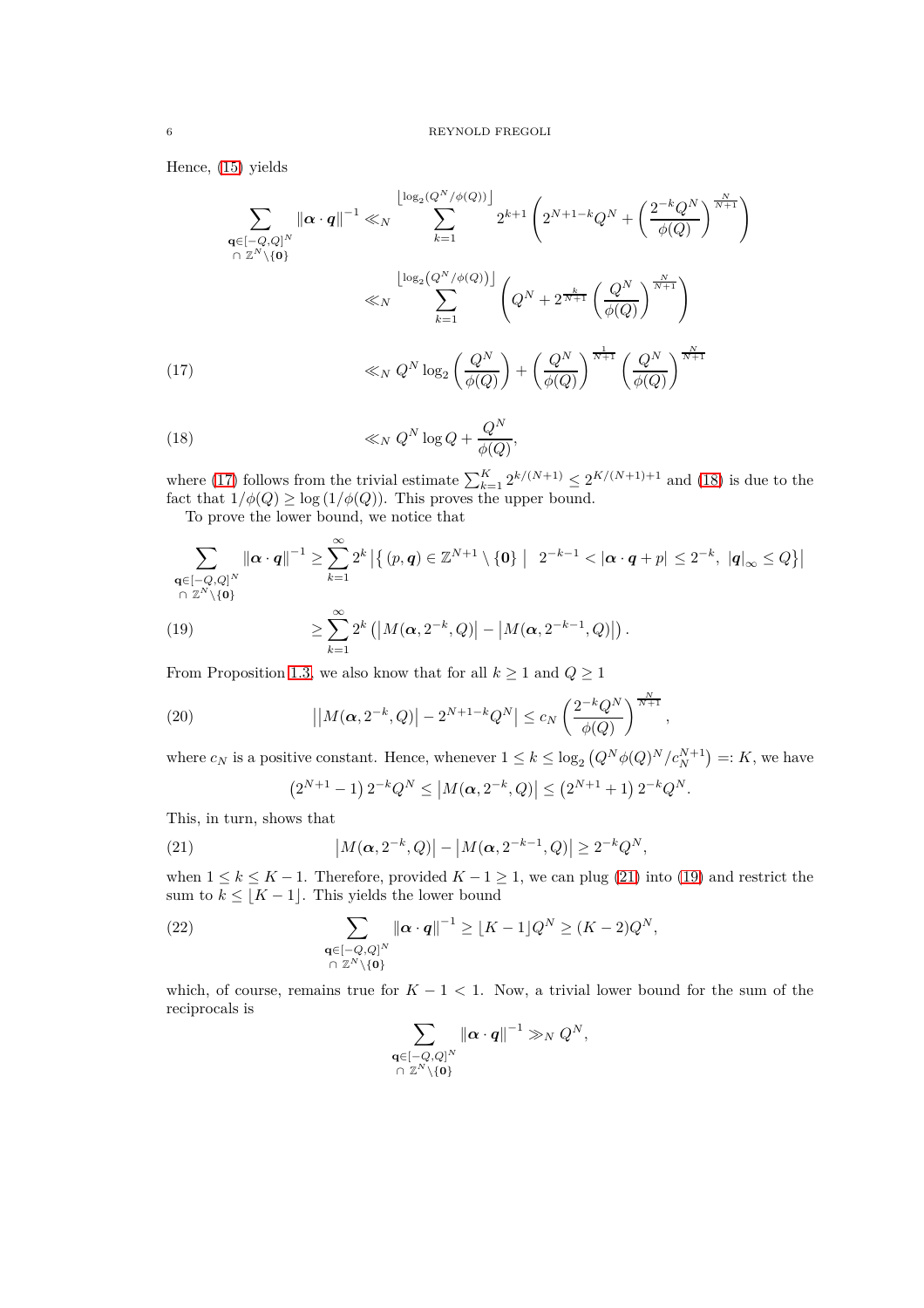Hence, (15) yields

$$\sum_{\substack{\mathbf{q}\in[-Q,Q]^N \\ \cap\,\mathbb{Z}^N\setminus\{\mathbf{0}\}}} \|\boldsymbol{\alpha}\cdot\boldsymbol{q}\|^{-1} \ll_N \sum_{k=1}^{\left\lfloor \log_2(Q^N/\phi(Q))\right\rfloor} 2^{k+1}\left(2^{N+1-k}Q^N + \left(\frac{2^{-k}Q^N}{\phi(Q)}\right)^{\frac{N}{N+1}}\right)$$

$$\ll_N \sum_{k=1}^{\left\lfloor \log_2\left(Q^N/\phi(Q)\right)\right\rfloor} \left(Q^N + 2^{\frac{k}{N+1}}\left(\frac{Q^N}{\phi(Q)}\right)^{\frac{N}{N+1}}\right)$$

$$\ll_N Q^N\log_2\left(\frac{Q^N}{\phi(Q)}\right) + \left(\frac{Q^N}{\phi(Q)}\right)^{\frac{1}{N+1}}\left(\frac{Q^N}{\phi(Q)}\right)^{\frac{N}{N+1}} \tag{17}$$

$$\ll_N Q^N\log Q + \frac{Q^N}{\phi(Q)}, \tag{18}$$

where (17) follows from the trivial estimate $\sum_{k=1}^{K} 2^{k/(N+1)} \leq 2^{K/(N+1)+1}$ and (18) is due to the fact that $1/\phi(Q) \geq \log\left(1/\phi(Q)\right)$. This proves the upper bound.

To prove the lower bound, we notice that

$$\sum_{\substack{\mathbf{q}\in[-Q,Q]^N \\ \cap\,\mathbb{Z}^N\setminus\{\mathbf{0}\}}} \|\boldsymbol{\alpha}\cdot\boldsymbol{q}\|^{-1} \geq \sum_{k=1}^{\infty} 2^k\left|\left\{(p,\boldsymbol{q})\in\mathbb{Z}^{N+1}\setminus\{\mathbf{0}\} \;\middle|\; 2^{-k-1} < |\boldsymbol{\alpha}\cdot\boldsymbol{q}+p| \leq 2^{-k},\ |\boldsymbol{q}|_\infty \leq Q\right\}\right|$$

$$\geq \sum_{k=1}^{\infty} 2^k\left(\left|M(\boldsymbol{\alpha},2^{-k},Q)\right| - \left|M(\boldsymbol{\alpha},2^{-k-1},Q)\right|\right). \tag{19}$$

From Proposition 1.3, we also know that for all $k\geq 1$ and $Q\geq 1$

$$\left|\left|M(\boldsymbol{\alpha},2^{-k},Q)\right| - 2^{N+1-k}Q^N\right| \leq c_N\left(\frac{2^{-k}Q^N}{\phi(Q)}\right)^{\frac{N}{N+1}}, \tag{20}$$

where $c_N$ is a positive constant. Hence, whenever $1\leq k\leq \log_2\left(Q^N\phi(Q)^N/c_N^{N+1}\right) =: K$, we have

$$\left(2^{N+1}-1\right)2^{-k}Q^N \leq \left|M(\boldsymbol{\alpha},2^{-k},Q)\right| \leq \left(2^{N+1}+1\right)2^{-k}Q^N.$$

This, in turn, shows that

$$\left|M(\boldsymbol{\alpha},2^{-k},Q)\right| - \left|M(\boldsymbol{\alpha},2^{-k-1},Q)\right| \geq 2^{-k}Q^N, \tag{21}$$

when $1\leq k\leq K-1$. Therefore, provided $K-1\geq 1$, we can plug (21) into (19) and restrict the sum to $k\leq\lfloor K-1\rfloor$. This yields the lower bound

$$\sum_{\substack{\mathbf{q}\in[-Q,Q]^N \\ \cap\,\mathbb{Z}^N\setminus\{\mathbf{0}\}}} \|\boldsymbol{\alpha}\cdot\boldsymbol{q}\|^{-1} \geq \lfloor K-1\rfloor Q^N \geq (K-2)Q^N, \tag{22}$$

which, of course, remains true for $K-1<1$. Now, a trivial lower bound for the sum of the reciprocals is

$$\sum_{\substack{\mathbf{q}\in[-Q,Q]^N \\ \cap\,\mathbb{Z}^N\setminus\{\mathbf{0}\}}} \|\boldsymbol{\alpha}\cdot\boldsymbol{q}\|^{-1} \gg_N Q^N,$$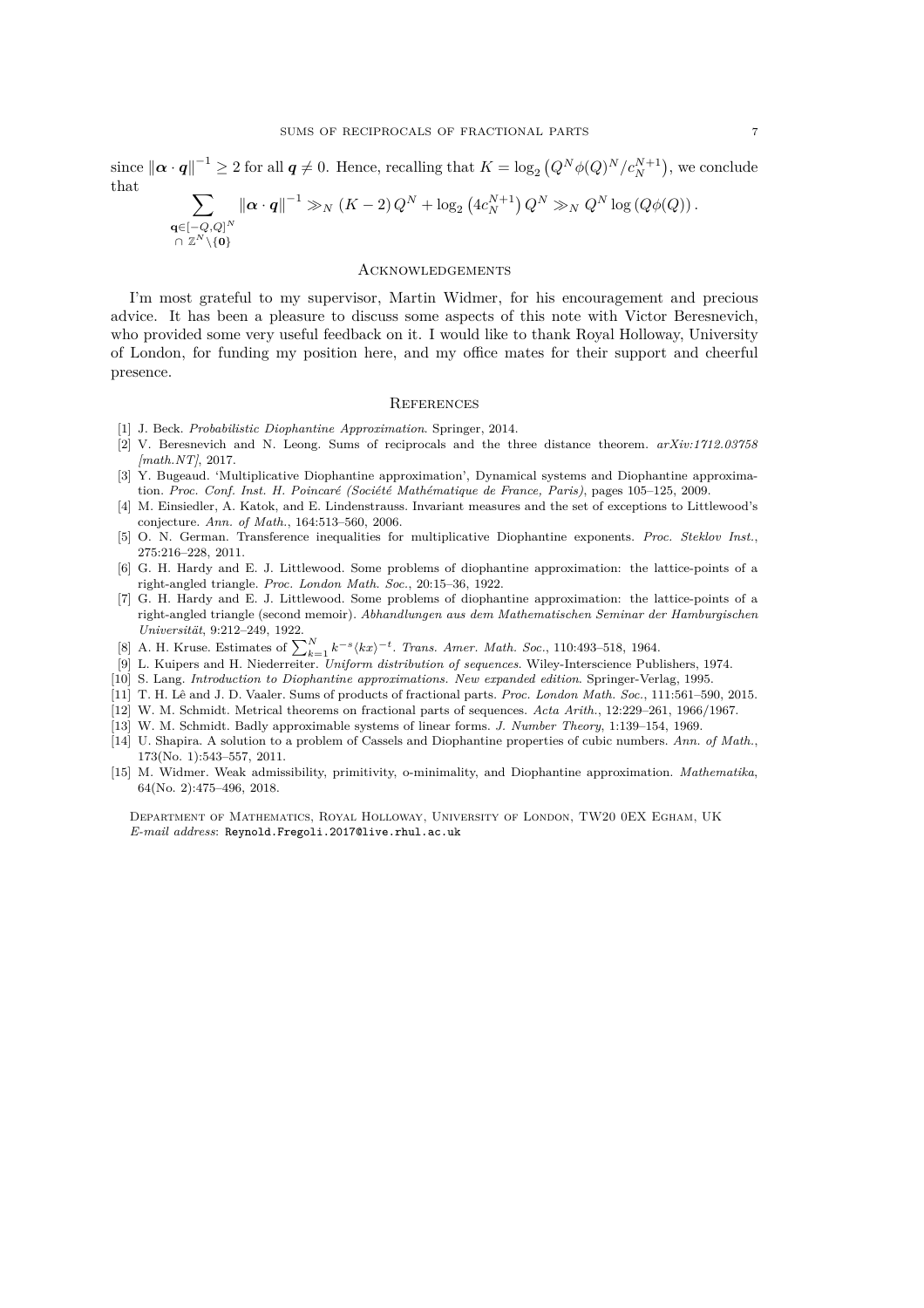since $\left\|\boldsymbol{\alpha}\cdot\boldsymbol{q}\right\|^{-1}\geq 2$ for all $\boldsymbol{q}\neq 0$. Hence, recalling that $K=\log_2\left(Q^N\phi(Q)^N/c_N^{N+1}\right)$, we conclude that

$$\sum_{\substack{\mathbf{q}\in[-Q,Q]^N\\ \cap\,\mathbb{Z}^N\setminus\{\mathbf{0}\}}}\left\|\boldsymbol{\alpha}\cdot\boldsymbol{q}\right\|^{-1}\gg_N (K-2)\,Q^N+\log_2\left(4c_N^{N+1}\right)Q^N\gg_N Q^N\log\left(Q\phi(Q)\right).$$

## Acknowledgements

I'm most grateful to my supervisor, Martin Widmer, for his encouragement and precious advice. It has been a pleasure to discuss some aspects of this note with Victor Beresnevich, who provided some very useful feedback on it. I would like to thank Royal Holloway, University of London, for funding my position here, and my office mates for their support and cheerful presence.

## References

[1] J. Beck. *Probabilistic Diophantine Approximation*. Springer, 2014.

[2] V. Beresnevich and N. Leong. Sums of reciprocals and the three distance theorem. *arXiv:1712.03758 [math.NT]*, 2017.

[3] Y. Bugeaud. 'Multiplicative Diophantine approximation', Dynamical systems and Diophantine approximation. *Proc. Conf. Inst. H. Poincaré (Société Mathématique de France, Paris)*, pages 105–125, 2009.

[4] M. Einsiedler, A. Katok, and E. Lindenstrauss. Invariant measures and the set of exceptions to Littlewood's conjecture. *Ann. of Math.*, 164:513–560, 2006.

[5] O. N. German. Transference inequalities for multiplicative Diophantine exponents. *Proc. Steklov Inst.*, 275:216–228, 2011.

[6] G. H. Hardy and E. J. Littlewood. Some problems of diophantine approximation: the lattice-points of a right-angled triangle. *Proc. London Math. Soc.*, 20:15–36, 1922.

[7] G. H. Hardy and E. J. Littlewood. Some problems of diophantine approximation: the lattice-points of a right-angled triangle (second memoir). *Abhandlungen aus dem Mathematischen Seminar der Hamburgischen Universität*, 9:212–249, 1922.

[8] A. H. Kruse. Estimates of $\sum_{k=1}^{N}k^{-s}\langle kx\rangle^{-t}$. *Trans. Amer. Math. Soc.*, 110:493–518, 1964.

[9] L. Kuipers and H. Niederreiter. *Uniform distribution of sequences*. Wiley-Interscience Publishers, 1974.

[10] S. Lang. *Introduction to Diophantine approximations. New expanded edition*. Springer-Verlag, 1995.

[11] T. H. Lê and J. D. Vaaler. Sums of products of fractional parts. *Proc. London Math. Soc.*, 111:561–590, 2015.

[12] W. M. Schmidt. Metrical theorems on fractional parts of sequences. *Acta Arith.*, 12:229–261, 1966/1967.

[13] W. M. Schmidt. Badly approximable systems of linear forms. *J. Number Theory*, 1:139–154, 1969.

[14] U. Shapira. A solution to a problem of Cassels and Diophantine properties of cubic numbers. *Ann. of Math.*, 173(No. 1):543–557, 2011.

[15] M. Widmer. Weak admissibility, primitivity, o-minimality, and Diophantine approximation. *Mathematika*, 64(No. 2):475–496, 2018.

Department of Mathematics, Royal Holloway, University of London, TW20 0EX Egham, UK
*E-mail address*: Reynold.Fregoli.2017@live.rhul.ac.uk